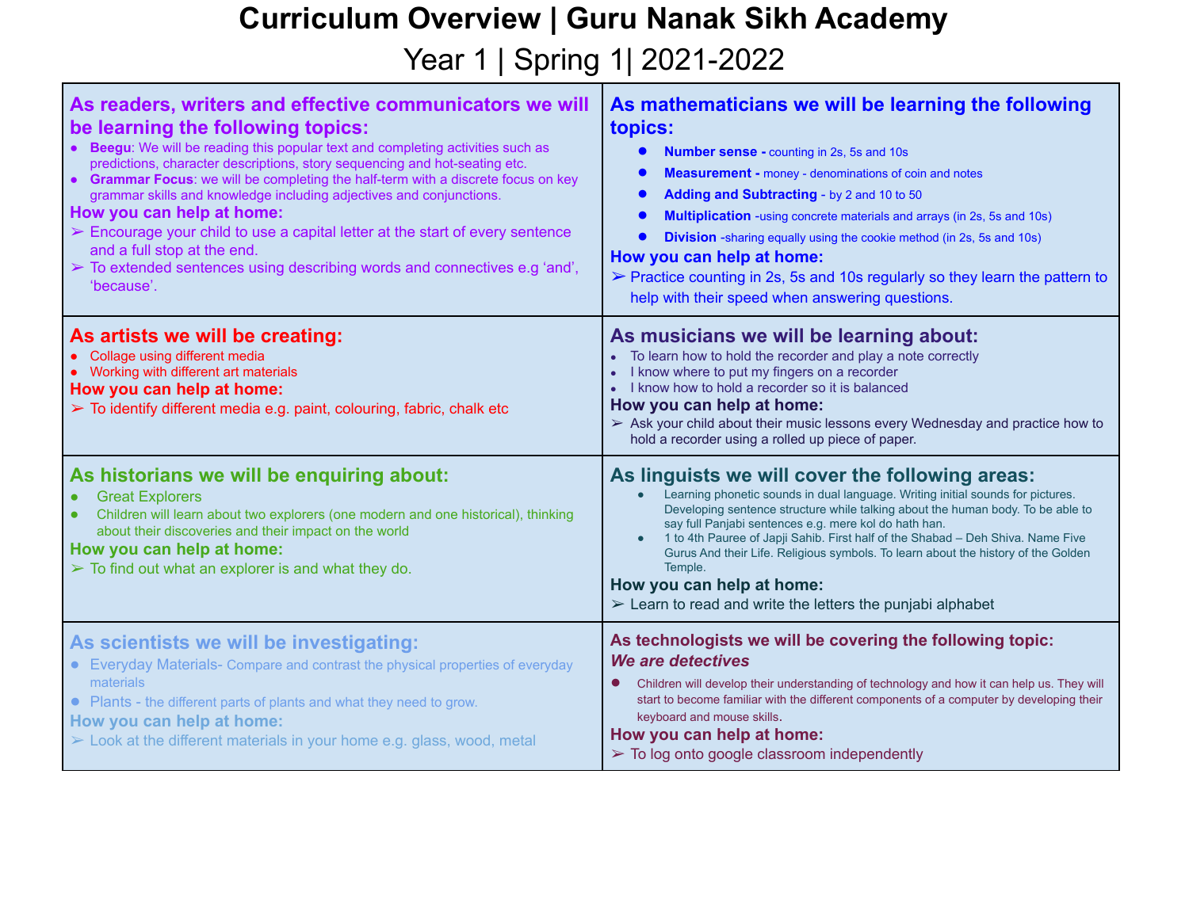# Curriculum Overview | Guru Nanak Sikh Academy

## Year 1 | Spring 1| 2021-2022

### As readers, writers and effective communicators we will be learning the following topics:

- **Beegu**: We will be reading this popular text and completing activities such as predictions, character descriptions, story sequencing and hot-seating etc.
- **Grammar Focus**: we will be completing the half-term with a discrete focus on key grammar skills and knowledge including adjectives and conjunctions.

**How you can help at home:**

➢ Encourage your child to use a capital letter at the start of every sentence and a full stop at the end.

➢ To extended sentences using describing words and connectives e.g 'and', 'because'.

### As mathematicians we will be learning the following topics:

- **Number sense -** counting in 2s, 5s and 10s
- **Measurement -** money - denominations of coin and notes
- **Adding and Subtracting** - by 2 and 10 to 50
- **Multiplication** -using concrete materials and arrays (in 2s, 5s and 10s)
- **Division** -sharing equally using the cookie method (in 2s, 5s and 10s)

**How you can help at home:**

➢ Practice counting in 2s, 5s and 10s regularly so they learn the pattern to help with their speed when answering questions.

### As artists we will be creating:

- Collage using different media
- Working with different art materials

**How you can help at home:**

➢ To identify different media e.g. paint, colouring, fabric, chalk etc

### As musicians we will be learning about:

- To learn how to hold the recorder and play a note correctly
- I know where to put my fingers on a recorder
- I know how to hold a recorder so it is balanced

**How you can help at home:**

➢ Ask your child about their music lessons every Wednesday and practice how to hold a recorder using a rolled up piece of paper.

### As historians we will be enquiring about:

- Great Explorers
- Children will learn about two explorers (one modern and one historical), thinking about their discoveries and their impact on the world

**How you can help at home:**

➢ To find out what an explorer is and what they do.

### As linguists we will cover the following areas:

- Learning phonetic sounds in dual language. Writing initial sounds for pictures. Developing sentence structure while talking about the human body. To be able to say full Panjabi sentences e.g. mere kol do hath han.
- 1 to 4th Pauree of Japji Sahib. First half of the Shabad – Deh Shiva. Name Five Gurus And their Life. Religious symbols. To learn about the history of the Golden Temple.

**How you can help at home:**

➢ Learn to read and write the letters the punjabi alphabet

### As scientists we will be investigating:

- Everyday Materials- Compare and contrast the physical properties of everyday materials
- Plants - the different parts of plants and what they need to grow.

**How you can help at home:**

➢ Look at the different materials in your home e.g. glass, wood, metal

### As technologists we will be covering the following topic:

***We are detectives***

- Children will develop their understanding of technology and how it can help us. They will start to become familiar with the different components of a computer by developing their keyboard and mouse skills.

**How you can help at home:**

➢ To log onto google classroom independently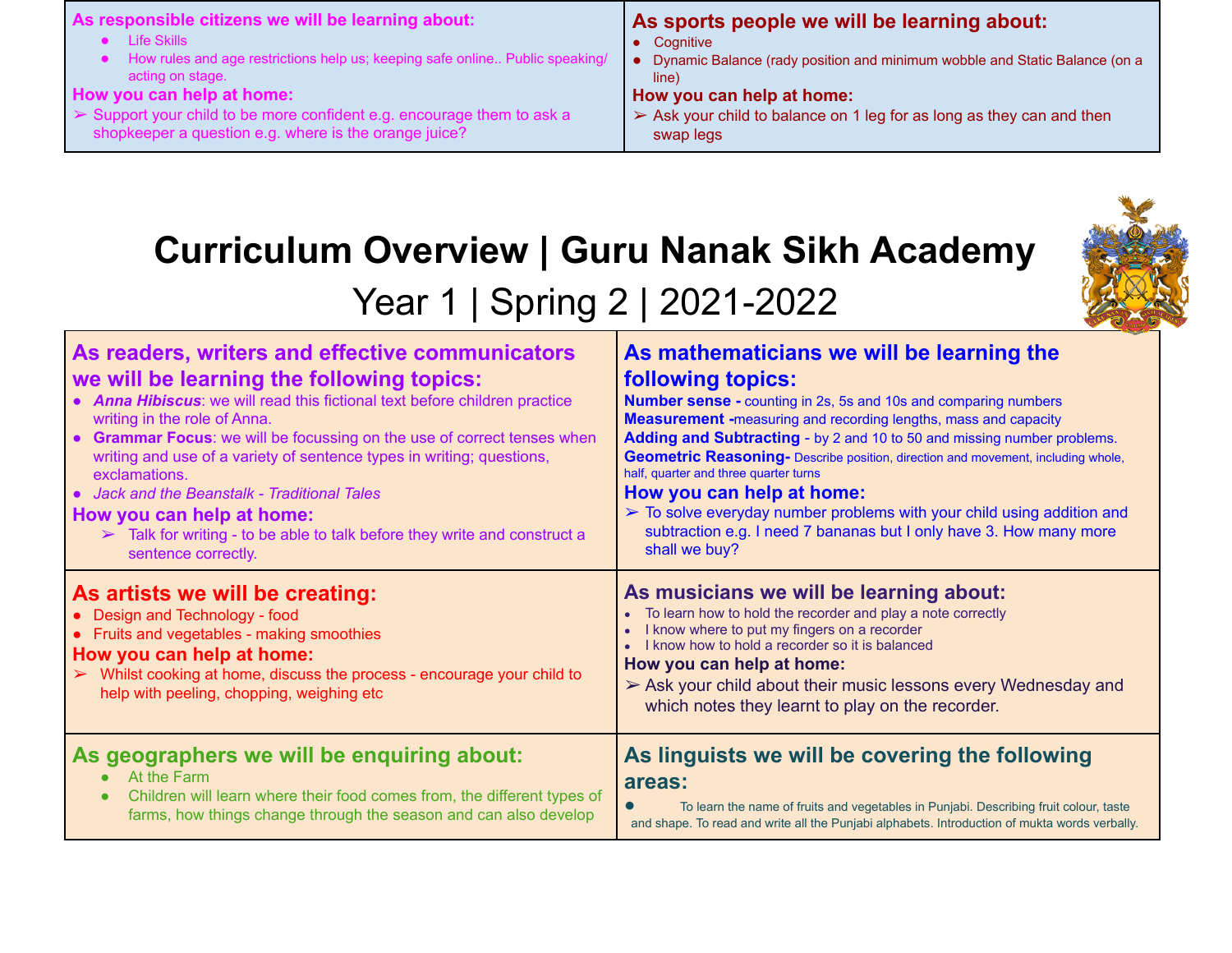## As responsible citizens we will be learning about:

- Life Skills
- How rules and age restrictions help us; keeping safe online.. Public speaking/ acting on stage.

### How you can help at home:

- Support your child to be more confident e.g. encourage them to ask a shopkeeper a question e.g. where is the orange juice?

## As sports people we will be learning about:

- Cognitive
- Dynamic Balance (rady position and minimum wobble and Static Balance (on a line)

### How you can help at home:

- Ask your child to balance on 1 leg for as long as they can and then swap legs

# Curriculum Overview | Guru Nanak Sikh Academy

## Year 1 | Spring 2 | 2021-2022

## As readers, writers and effective communicators we will be learning the following topics:

- ***Anna Hibiscus***: we will read this fictional text before children practice writing in the role of Anna.
- **Grammar Focus**: we will be focussing on the use of correct tenses when writing and use of a variety of sentence types in writing; questions, exclamations.
- *Jack and the Beanstalk - Traditional Tales*

### How you can help at home:

- Talk for writing - to be able to talk before they write and construct a sentence correctly.

## As mathematicians we will be learning the following topics:

**Number sense -** counting in 2s, 5s and 10s and comparing numbers
**Measurement -**measuring and recording lengths, mass and capacity
**Adding and Subtracting** - by 2 and 10 to 50 and missing number problems.
**Geometric Reasoning-** Describe position, direction and movement, including whole, half, quarter and three quarter turns

### How you can help at home:

- To solve everyday number problems with your child using addition and subtraction e.g. I need 7 bananas but I only have 3. How many more shall we buy?

## As artists we will be creating:

- Design and Technology - food
- Fruits and vegetables - making smoothies

### How you can help at home:

- Whilst cooking at home, discuss the process - encourage your child to help with peeling, chopping, weighing etc

## As musicians we will be learning about:

- To learn how to hold the recorder and play a note correctly
- I know where to put my fingers on a recorder
- I know how to hold a recorder so it is balanced

### How you can help at home:

- Ask your child about their music lessons every Wednesday and which notes they learnt to play on the recorder.

## As geographers we will be enquiring about:

- At the Farm
- Children will learn where their food comes from, the different types of farms, how things change through the season and can also develop

## As linguists we will be covering the following areas:

- To learn the name of fruits and vegetables in Punjabi. Describing fruit colour, taste and shape. To read and write all the Punjabi alphabets. Introduction of mukta words verbally.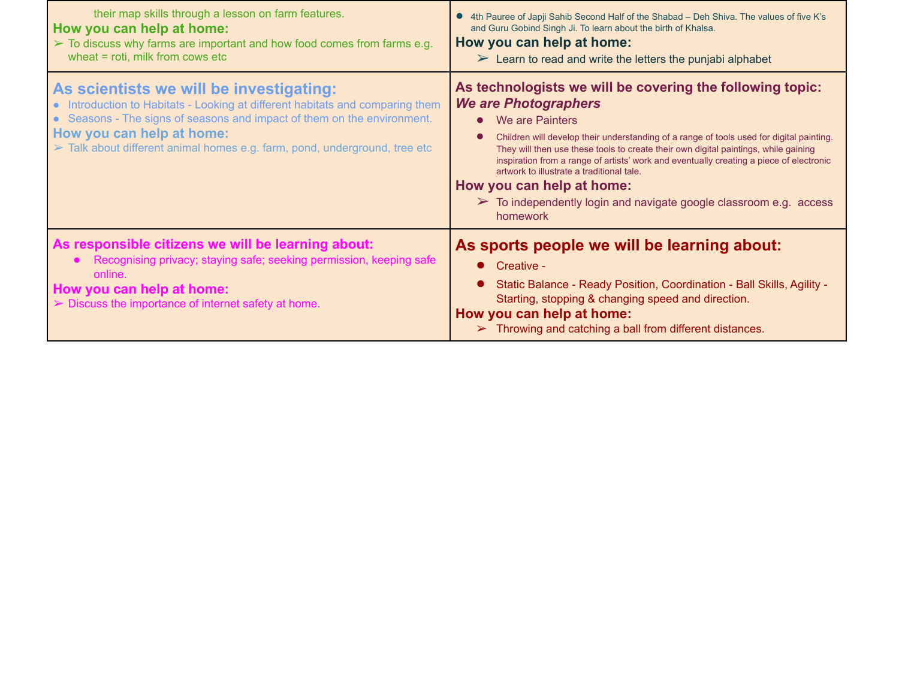their map skills through a lesson on farm features.

**How you can help at home:**

➢ To discuss why farms are important and how food comes from farms e.g. wheat = roti, milk from cows etc

- 4th Pauree of Japji Sahib Second Half of the Shabad – Deh Shiva. The values of five K's and Guru Gobind Singh Ji. To learn about the birth of Khalsa.

**How you can help at home:**

➢ Learn to read and write the letters the punjabi alphabet

## As scientists we will be investigating:

- Introduction to Habitats - Looking at different habitats and comparing them
- Seasons - The signs of seasons and impact of them on the environment.

**How you can help at home:**

➢ Talk about different animal homes e.g. farm, pond, underground, tree etc

## As technologists we will be covering the following topic:

***We are Photographers***

- We are Painters
- Children will develop their understanding of a range of tools used for digital painting. They will then use these tools to create their own digital paintings, while gaining inspiration from a range of artists' work and eventually creating a piece of electronic artwork to illustrate a traditional tale.

**How you can help at home:**

➢ To independently login and navigate google classroom e.g. access homework

## As responsible citizens we will be learning about:

- Recognising privacy; staying safe; seeking permission, keeping safe online.

**How you can help at home:**

➢ Discuss the importance of internet safety at home.

## As sports people we will be learning about:

- Creative -
- Static Balance - Ready Position, Coordination - Ball Skills, Agility - Starting, stopping & changing speed and direction.

**How you can help at home:**

➢ Throwing and catching a ball from different distances.